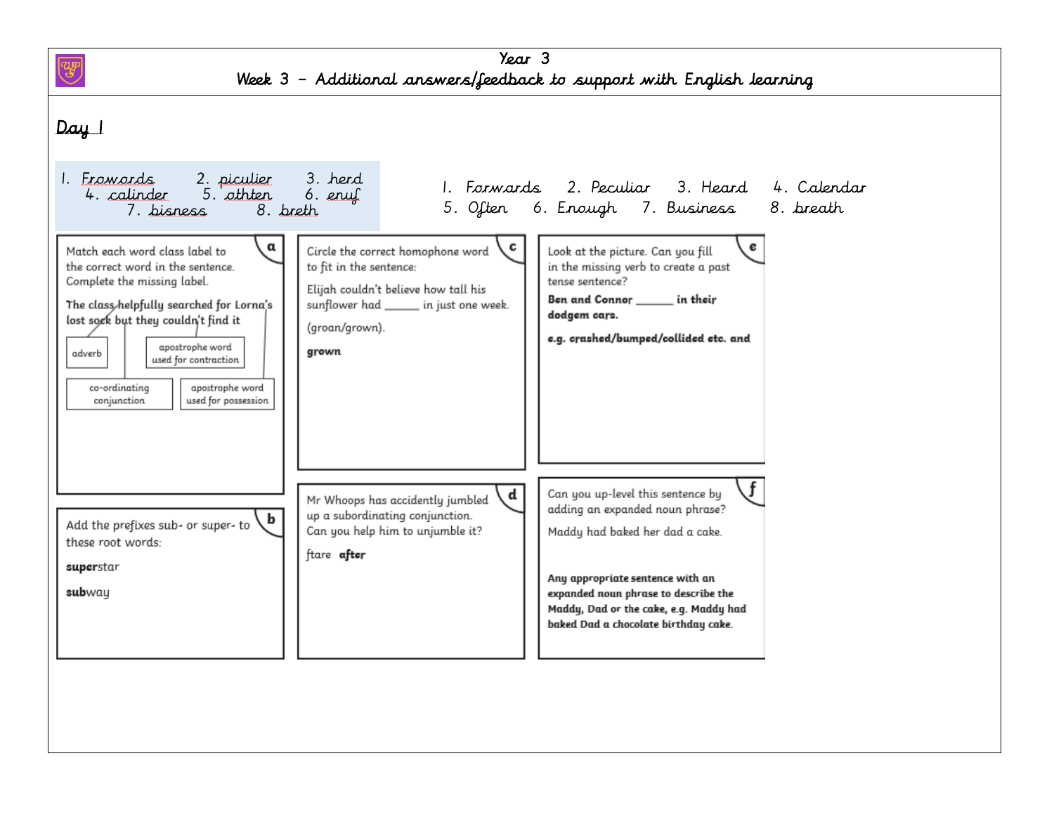# Year 3

## Week 3 – Additional answers/feedback to support with English learning

### Day 1

1. Frowords 2. piculier 3. herd 4. calinder 5. othten 6. enuf 7. bisness 8. breth

1. Forwards 2. Peculiar 3. Heard 4. Calendar 5. Often 6. Enough 7. Business 8. breath

**a**

Match each word class label to the correct word in the sentence. Complete the missing label.

**The class helpfully searched for Lorna's lost sock but they couldn't find it**

- adverb
- apostrophe word used for contraction
- co-ordinating conjunction
- apostrophe word used for possession

**b**

Add the prefixes sub- or super- to these root words:

**super**star

**sub**way

**c**

Circle the correct homophone word to fit in the sentence:

Elijah couldn't believe how tall his sunflower had ______ in just one week.

(groan/grown).

**grown**

**d**

Mr Whoops has accidently jumbled up a subordinating conjunction. Can you help him to unjumble it?

ftare **after**

**e**

Look at the picture. Can you fill in the missing verb to create a past tense sentence?

**Ben and Connor ______ in their dodgem cars.**

**e.g. crashed/bumped/collided etc. and**

**f**

Can you up-level this sentence by adding an expanded noun phrase?

Maddy had baked her dad a cake.

**Any appropriate sentence with an expanded noun phrase to describe the Maddy, Dad or the cake, e.g. Maddy had baked Dad a chocolate birthday cake.**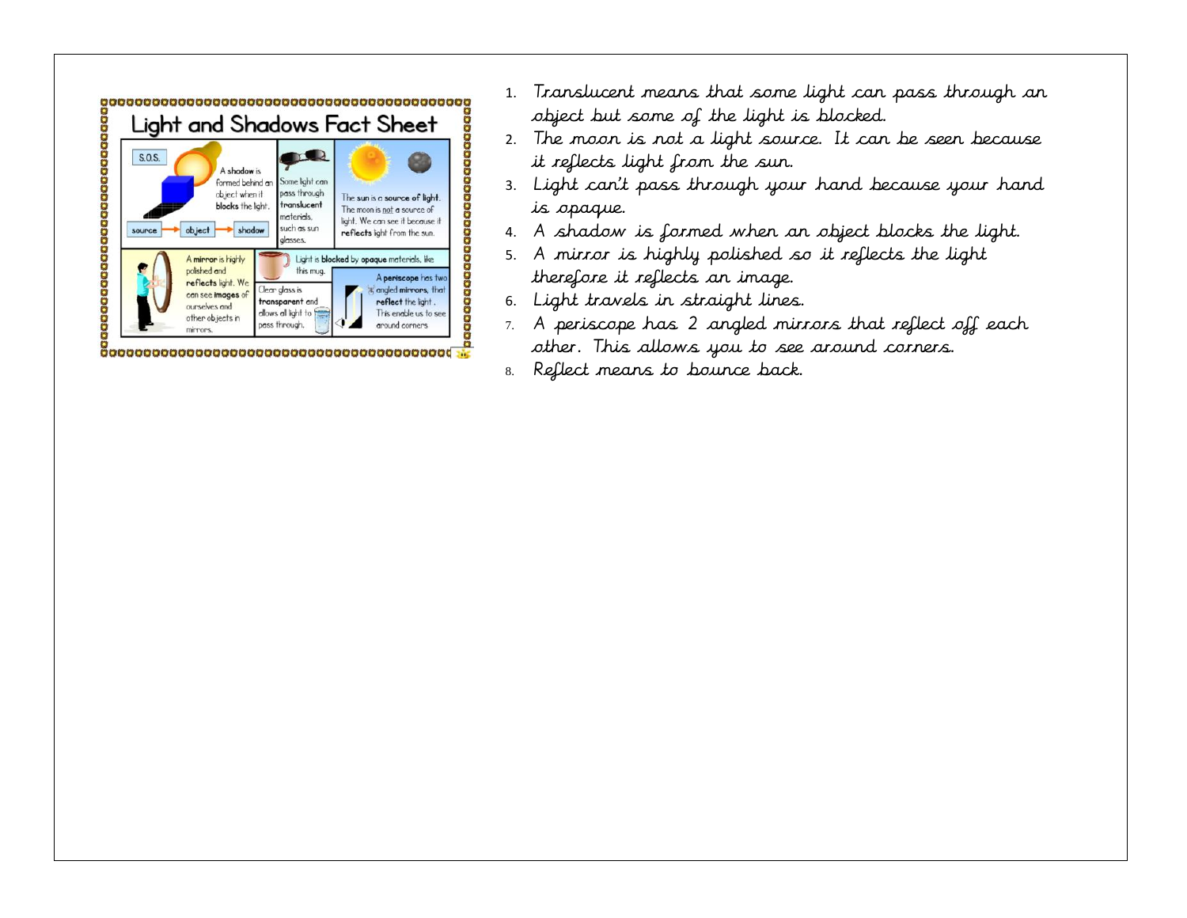## Light and Shadows Fact Sheet

S.O.S.

A shadow is formed behind an object when it **blocks** the light.

source → object → shadow

Some light can pass through **translucent** materials, such as sun glasses.

The sun is a **source of light**. The moon is not a source of light. We can see it because it **reflects** light from the sun.

A **mirror** is highly polished and **reflects** light. We can see **images** of ourselves and other objects in mirrors.

Light is **blocked** by **opaque** materials, like this mug.

Clear glass is **transparent** and allows all light to pass through.

A **periscope** has two angled **mirrors**, that **reflect** the light. This enable us to see around corners.

1. Translucent means that some light can pass through an object but some of the light is blocked.
2. The moon is not a light source. It can be seen because it reflects light from the sun.
3. Light can't pass through your hand because your hand is opaque.
4. A shadow is formed when an object blocks the light.
5. A mirror is highly polished so it reflects the light therefore it reflects an image.
6. Light travels in straight lines.
7. A periscope has 2 angled mirrors that reflect off each other. This allows you to see around corners.
8. Reflect means to bounce back.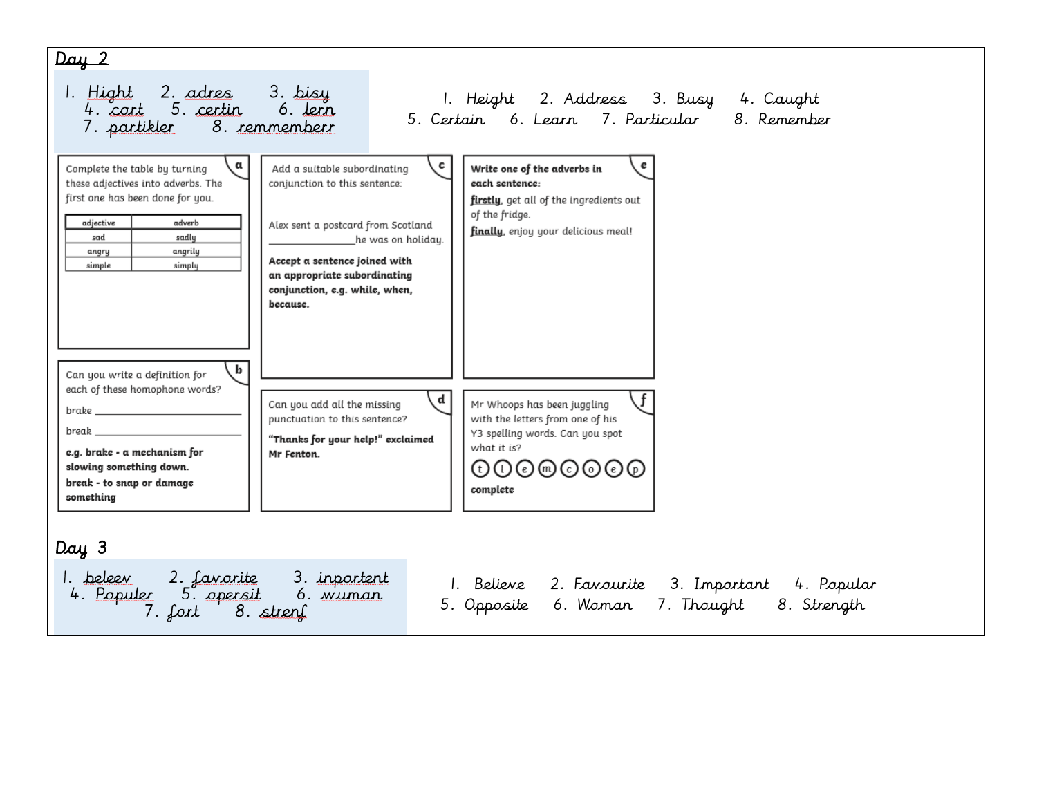## Day 2

1. Hight 2. adres 3. bisy
4. cort 5. certin 6. lern
7. partikler 8. remmemberr

1. Height 2. Address 3. Busy 4. Caught
5. Certain 6. Learn 7. Particular 8. Remember

**a**

Complete the table by turning these adjectives into adverbs. The first one has been done for you.

| adjective | adverb |
| --- | --- |
| sad | sadly |
| angry | angrily |
| simple | simply |

**b**

Can you write a definition for each of these homophone words?

brake ______________________

break ______________________

**e.g. brake - a mechanism for slowing something down.**

**break - to snap or damage something**

**c**

Add a suitable subordinating conjunction to this sentence:

Alex sent a postcard from Scotland ______________he was on holiday.

**Accept a sentence joined with an appropriate subordinating conjunction, e.g. while, when, because.**

**d**

Can you add all the missing punctuation to this sentence?

**"Thanks for your help!" exclaimed Mr Fenton.**

**e**

**Write one of the adverbs in each sentence:**

**firstly**, get all of the ingredients out of the fridge.

**finally**, enjoy your delicious meal!

**f**

Mr Whoops has been juggling with the letters from one of his Y3 spelling words. Can you spot what it is?

t l e m c o e p

**complete**

## Day 3

1. beleev 2. favorite 3. inportent
4. Populer 5. opersit 6. wuman
7. fort 8. strenf

1. Believe 2. Favourite 3. Important 4. Popular
5. Opposite 6. Woman 7. Thought 8. Strength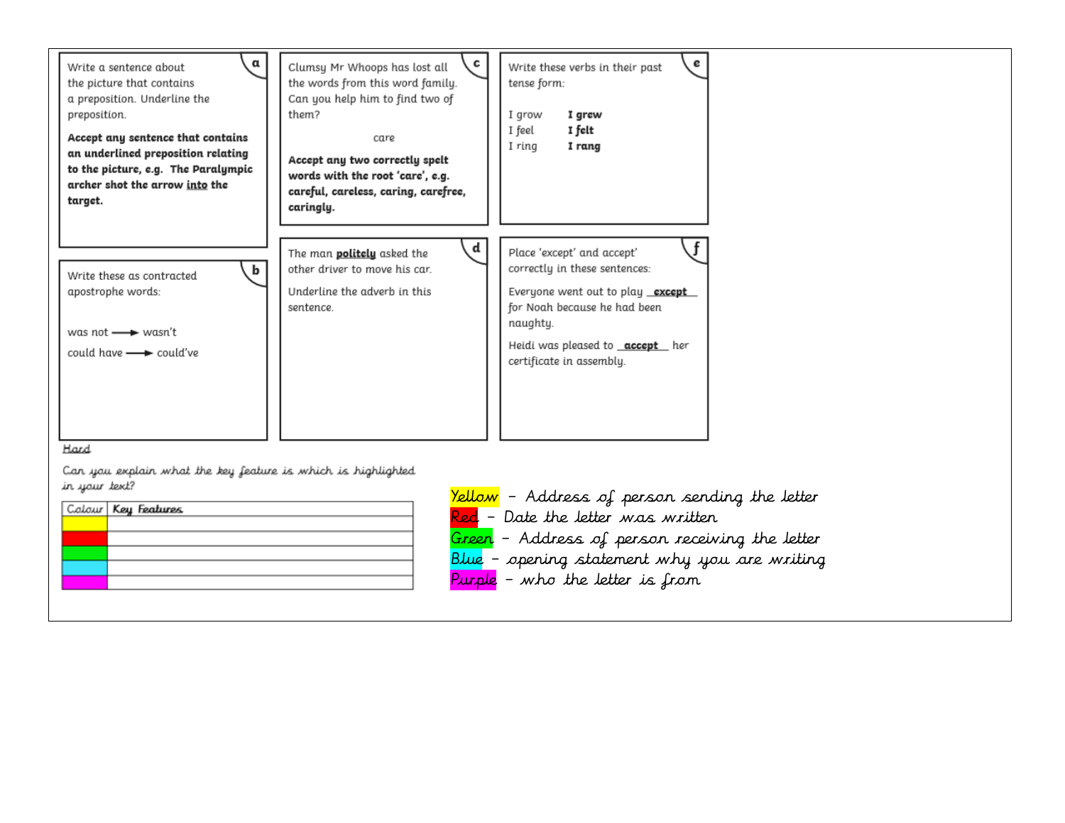**a**

Write a sentence about the picture that contains a preposition. Underline the preposition.

**Accept any sentence that contains an underlined preposition relating to the picture, e.g. The Paralympic archer shot the arrow <u>into</u> the target.**

**c**

Clumsy Mr Whoops has lost all the words from this word family. Can you help him to find two of them?

care

**Accept any two correctly spelt words with the root 'care', e.g. careful, careless, caring, carefree, caringly.**

**e**

Write these verbs in their past tense form:

I grow **I grew**
I feel **I felt**
I ring **I rang**

**b**

Write these as contracted apostrophe words:

was not ⟶ wasn't

could have ⟶ could've

**d**

The man **<u>politely</u>** asked the other driver to move his car.

Underline the adverb in this sentence.

**f**

Place 'except' and accept' correctly in these sentences:

Everyone went out to play **<u>except</u>** for Noah because he had been naughty.

Heidi was pleased to **<u>accept</u>** her certificate in assembly.

<u>Hard</u>

Can you explain what the key feature is which is highlighted in your text?

| Colour | Key Features |
|---|---|
| (yellow) | |
| (red) | |
| (green) | |
| (blue) | |
| (purple) | |

Yellow – Address of person sending the letter
Red – Date the letter was written
Green – Address of person receiving the letter
Blue – opening statement why you are writing
Purple – who the letter is from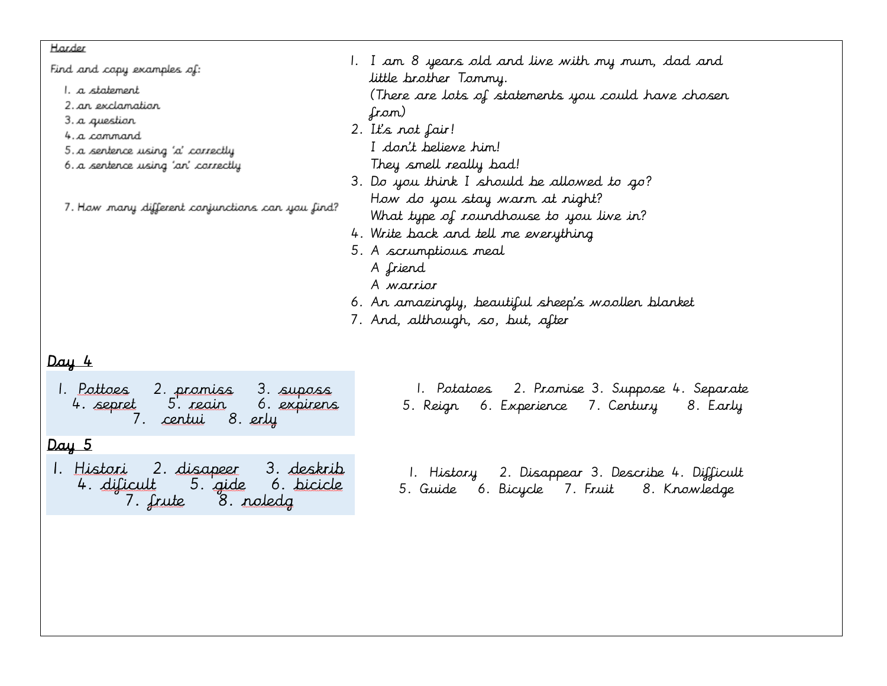Harder

Find and copy examples of:

1. a statement
2. an exclamation
3. a question
4. a command
5. a sentence using 'a' correctly
6. a sentence using 'an' correctly

7. How many different conjunctions can you find?

1. I am 8 years old and live with my mum, dad and little brother Tommy.
   (There are lots of statements you could have chosen from)
2. It's not fair!
   I don't believe him!
   They smell really bad!
3. Do you think I should be allowed to go?
   How do you stay warm at night?
   What type of roundhouse to you live in?
4. Write back and tell me everything
5. A scrumptious meal
   A friend
   A warrior
6. An amazingly, beautiful sheep's woollen blanket
7. And, although, so, but, after

## Day 4

1. Pottoes 2. promiss 3. suposs 4. sepret 5. reain 6. expirens 7. centui 8. erly

1. Potatoes 2. Promise 3. Suppose 4. Separate 5. Reign 6. Experience 7. Century 8. Early

## Day 5

1. Histori 2. disapeer 3. deskrib 4. dificult 5. gide 6. bicicle 7. frute 8. noledg

1. History 2. Disappear 3. Describe 4. Difficult 5. Guide 6. Bicycle 7. Fruit 8. Knowledge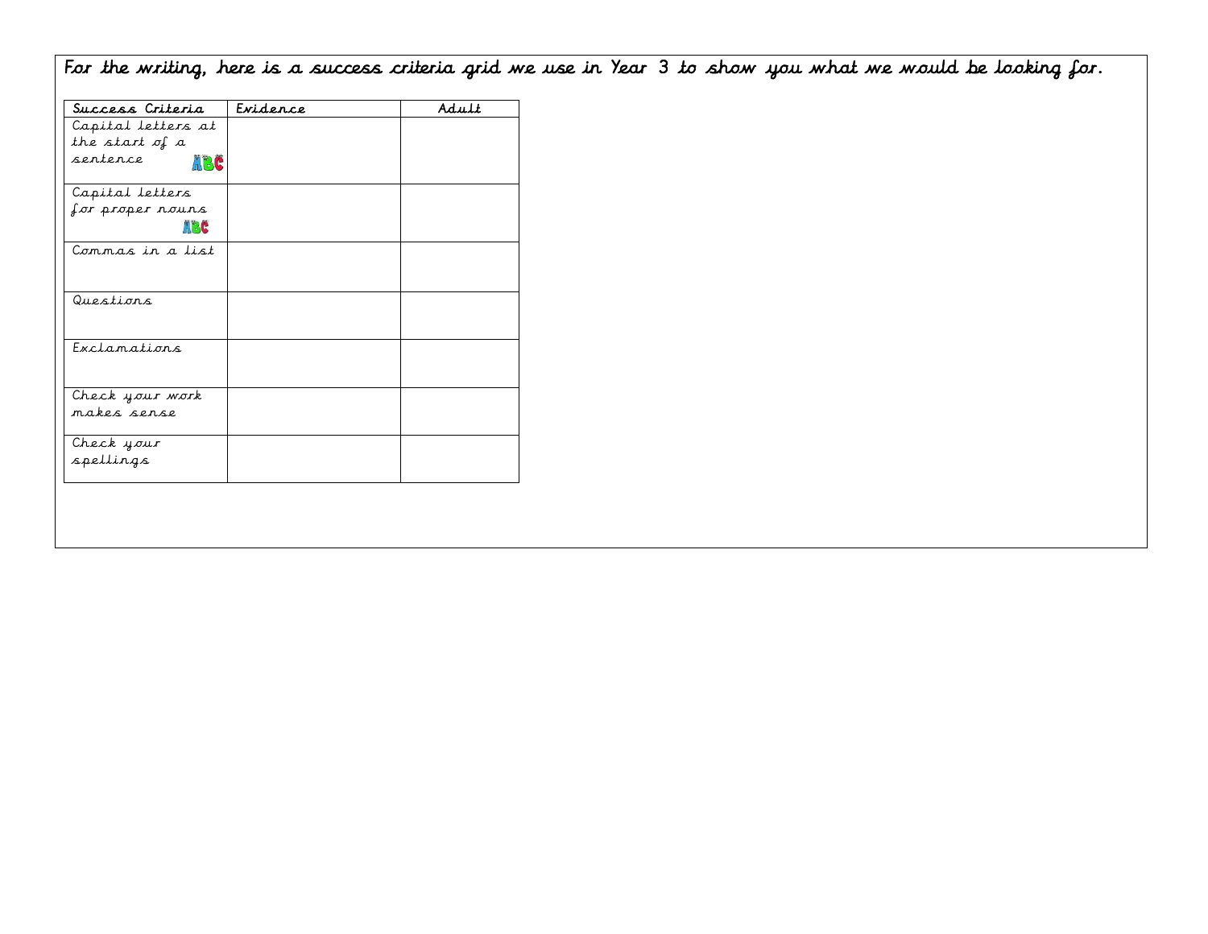For the writing, here is a success criteria grid we use in Year 3 to show you what we would be looking for.

| Success Criteria | Evidence | Adult |
|---|---|---|
| Capital letters at the start of a sentence | | |
| Capital letters for proper nouns | | |
| Commas in a list | | |
| Questions | | |
| Exclamations | | |
| Check your work makes sense | | |
| Check your spellings | | |